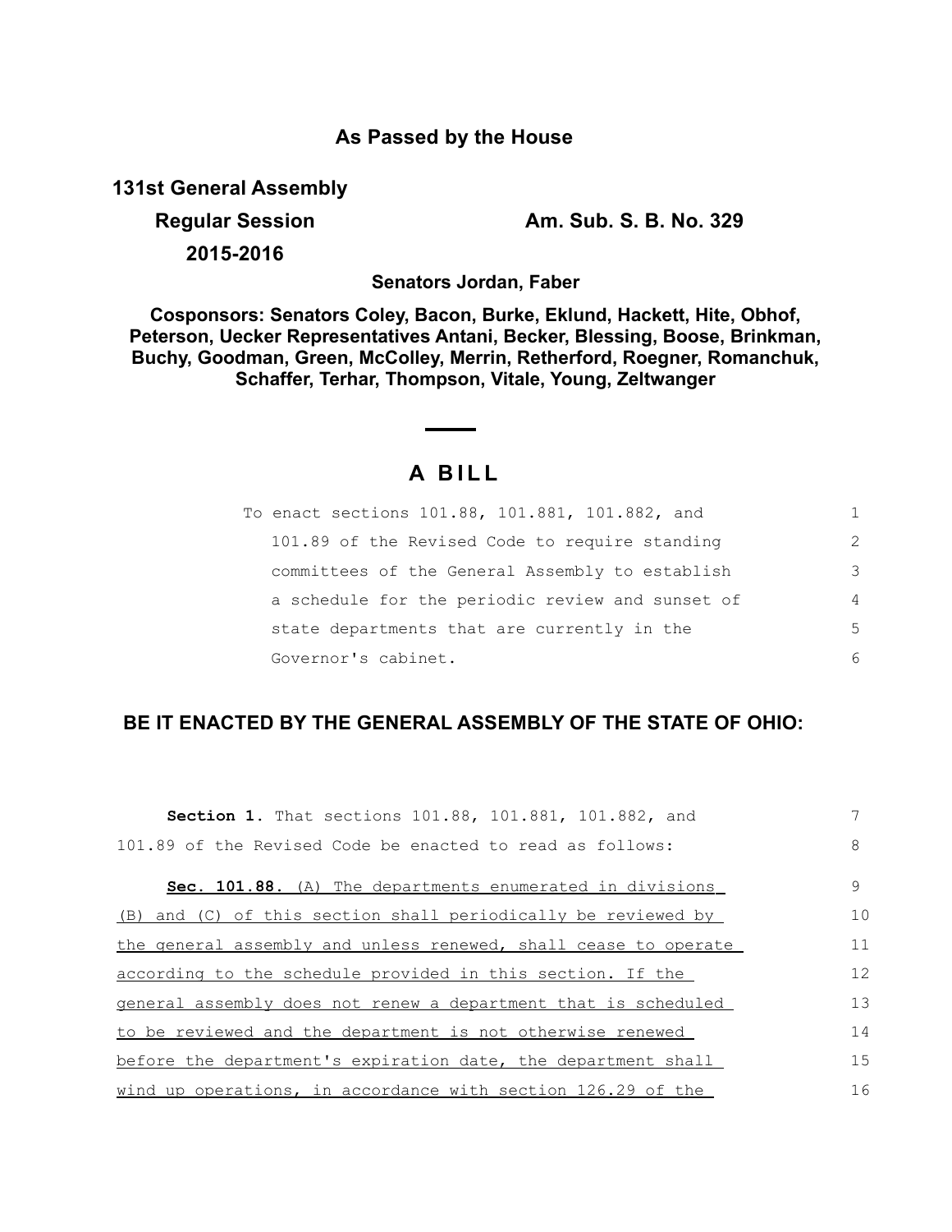**As Passed by the House**

**131st General Assembly**

**Regular Session** **Am. Sub. S. B. No. 329**

**2015-2016**

**Senators Jordan, Faber**

**Cosponsors: Senators Coley, Bacon, Burke, Eklund, Hackett, Hite, Obhof, Peterson, Uecker Representatives Antani, Becker, Blessing, Boose, Brinkman, Buchy, Goodman, Green, McColley, Merrin, Retherford, Roegner, Romanchuk, Schaffer, Terhar, Thompson, Vitale, Young, Zeltwanger**

# A BILL

To enact sections 101.88, 101.881, 101.882, and 101.89 of the Revised Code to require standing committees of the General Assembly to establish a schedule for the periodic review and sunset of state departments that are currently in the Governor's cabinet.

## BE IT ENACTED BY THE GENERAL ASSEMBLY OF THE STATE OF OHIO:

**Section 1.** That sections 101.88, 101.881, 101.882, and 101.89 of the Revised Code be enacted to read as follows:

**Sec. 101.88.** (A) The departments enumerated in divisions (B) and (C) of this section shall periodically be reviewed by the general assembly and unless renewed, shall cease to operate according to the schedule provided in this section. If the general assembly does not renew a department that is scheduled to be reviewed and the department is not otherwise renewed before the department's expiration date, the department shall wind up operations, in accordance with section 126.29 of the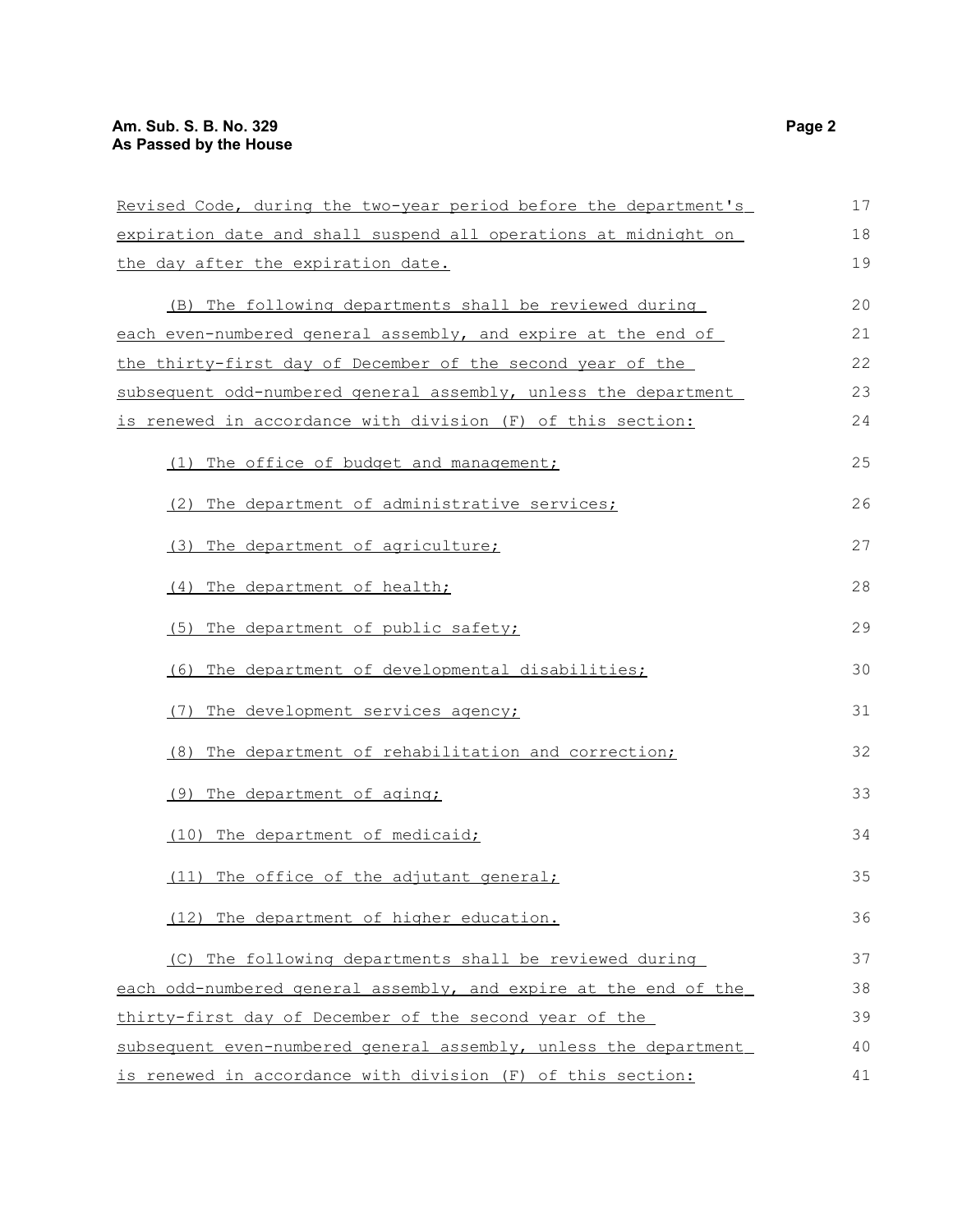Revised Code, during the two-year period before the department's expiration date and shall suspend all operations at midnight on the day after the expiration date.

(B) The following departments shall be reviewed during each even-numbered general assembly, and expire at the end of the thirty-first day of December of the second year of the subsequent odd-numbered general assembly, unless the department is renewed in accordance with division (F) of this section:

(1) The office of budget and management;

(2) The department of administrative services;

(3) The department of agriculture;

(4) The department of health;

(5) The department of public safety;

(6) The department of developmental disabilities;

(7) The development services agency;

(8) The department of rehabilitation and correction;

(9) The department of aging;

(10) The department of medicaid;

(11) The office of the adjutant general;

(12) The department of higher education.

(C) The following departments shall be reviewed during each odd-numbered general assembly, and expire at the end of the thirty-first day of December of the second year of the subsequent even-numbered general assembly, unless the department is renewed in accordance with division (F) of this section: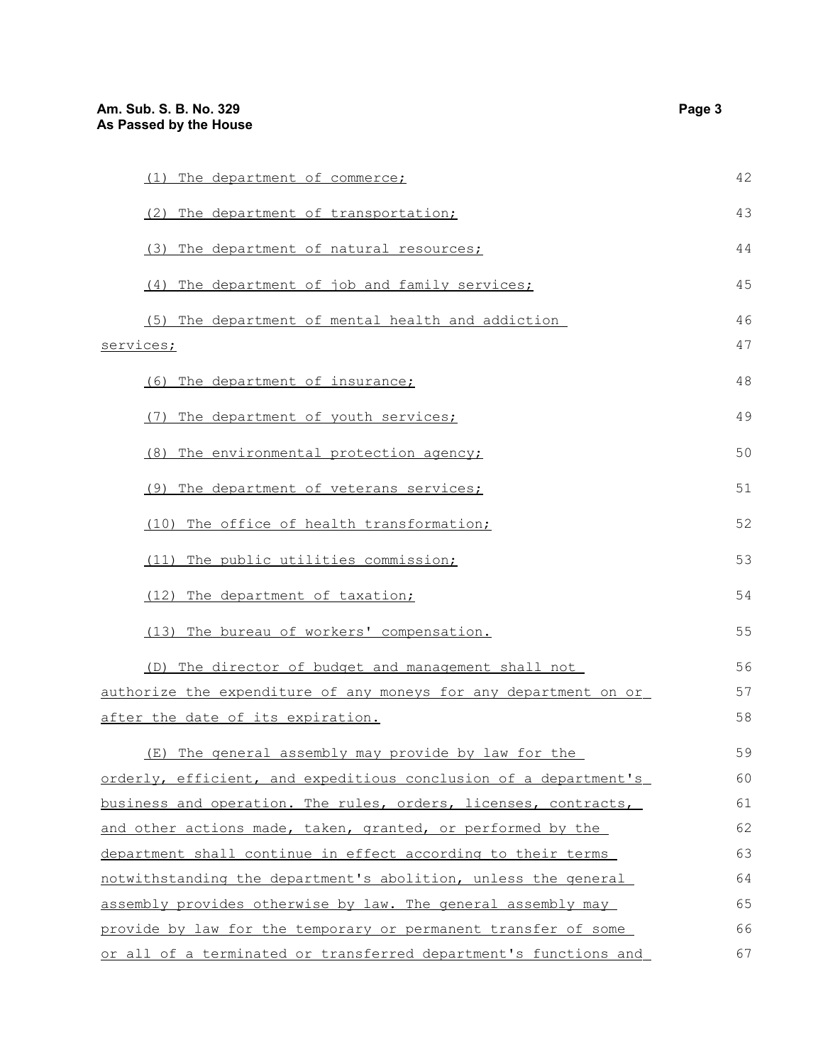(1) The department of commerce;

(2) The department of transportation;

(3) The department of natural resources;

(4) The department of job and family services;

(5) The department of mental health and addiction services;

(6) The department of insurance;

(7) The department of youth services;

(8) The environmental protection agency;

(9) The department of veterans services;

(10) The office of health transformation;

(11) The public utilities commission;

(12) The department of taxation;

(13) The bureau of workers' compensation.

(D) The director of budget and management shall not authorize the expenditure of any moneys for any department on or after the date of its expiration.

(E) The general assembly may provide by law for the orderly, efficient, and expeditious conclusion of a department's business and operation. The rules, orders, licenses, contracts, and other actions made, taken, granted, or performed by the department shall continue in effect according to their terms notwithstanding the department's abolition, unless the general assembly provides otherwise by law. The general assembly may provide by law for the temporary or permanent transfer of some or all of a terminated or transferred department's functions and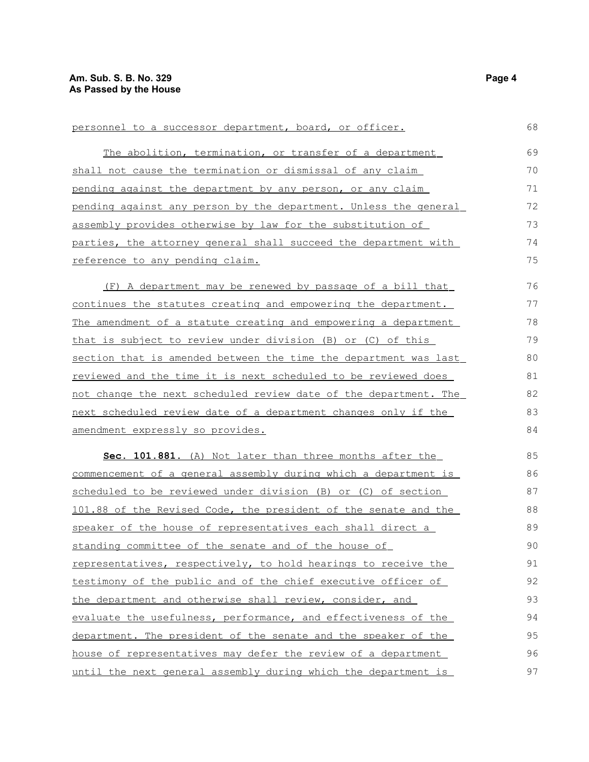personnel to a successor department, board, or officer.

The abolition, termination, or transfer of a department shall not cause the termination or dismissal of any claim pending against the department by any person, or any claim pending against any person by the department. Unless the general assembly provides otherwise by law for the substitution of parties, the attorney general shall succeed the department with reference to any pending claim.

(F) A department may be renewed by passage of a bill that continues the statutes creating and empowering the department. The amendment of a statute creating and empowering a department that is subject to review under division (B) or (C) of this section that is amended between the time the department was last reviewed and the time it is next scheduled to be reviewed does not change the next scheduled review date of the department. The next scheduled review date of a department changes only if the amendment expressly so provides.

**Sec. 101.881.** (A) Not later than three months after the commencement of a general assembly during which a department is scheduled to be reviewed under division (B) or (C) of section 101.88 of the Revised Code, the president of the senate and the speaker of the house of representatives each shall direct a standing committee of the senate and of the house of representatives, respectively, to hold hearings to receive the testimony of the public and of the chief executive officer of the department and otherwise shall review, consider, and evaluate the usefulness, performance, and effectiveness of the department. The president of the senate and the speaker of the house of representatives may defer the review of a department until the next general assembly during which the department is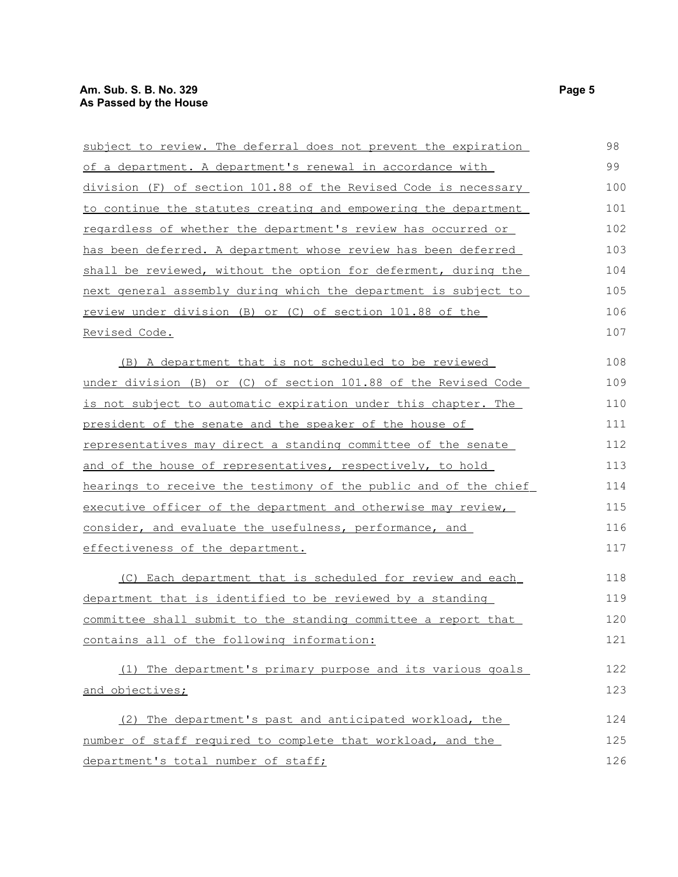subject to review. The deferral does not prevent the expiration of a department. A department's renewal in accordance with division (F) of section 101.88 of the Revised Code is necessary to continue the statutes creating and empowering the department regardless of whether the department's review has occurred or has been deferred. A department whose review has been deferred shall be reviewed, without the option for deferment, during the next general assembly during which the department is subject to review under division (B) or (C) of section 101.88 of the Revised Code.

(B) A department that is not scheduled to be reviewed under division (B) or (C) of section 101.88 of the Revised Code is not subject to automatic expiration under this chapter. The president of the senate and the speaker of the house of representatives may direct a standing committee of the senate and of the house of representatives, respectively, to hold hearings to receive the testimony of the public and of the chief executive officer of the department and otherwise may review, consider, and evaluate the usefulness, performance, and effectiveness of the department.

(C) Each department that is scheduled for review and each department that is identified to be reviewed by a standing committee shall submit to the standing committee a report that contains all of the following information:

(1) The department's primary purpose and its various goals and objectives;

(2) The department's past and anticipated workload, the number of staff required to complete that workload, and the department's total number of staff;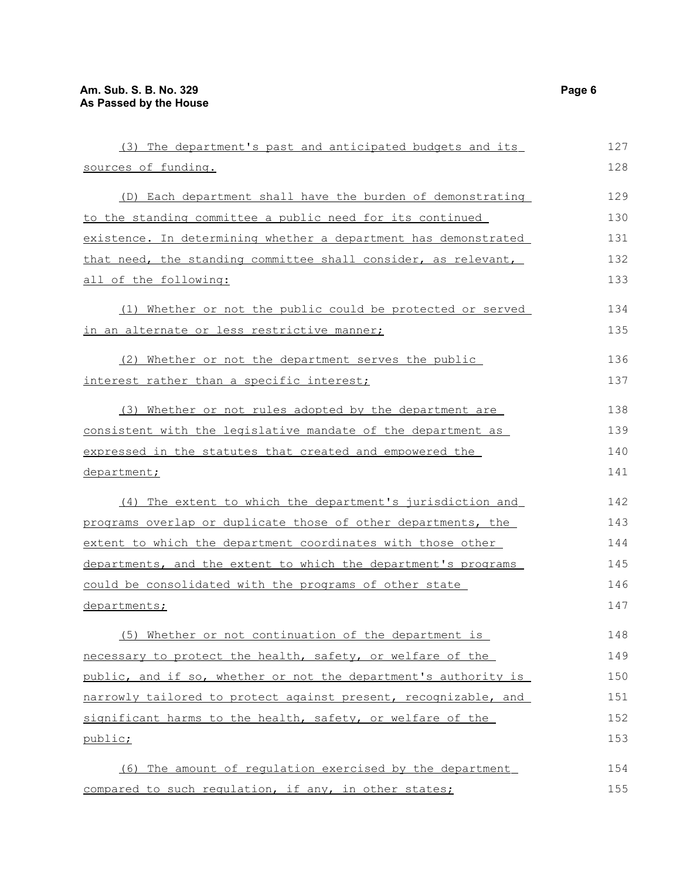(3) The department's past and anticipated budgets and its sources of funding.

(D) Each department shall have the burden of demonstrating to the standing committee a public need for its continued existence. In determining whether a department has demonstrated that need, the standing committee shall consider, as relevant, all of the following:

(1) Whether or not the public could be protected or served in an alternate or less restrictive manner;

(2) Whether or not the department serves the public interest rather than a specific interest;

(3) Whether or not rules adopted by the department are consistent with the legislative mandate of the department as expressed in the statutes that created and empowered the department;

(4) The extent to which the department's jurisdiction and programs overlap or duplicate those of other departments, the extent to which the department coordinates with those other departments, and the extent to which the department's programs could be consolidated with the programs of other state departments;

(5) Whether or not continuation of the department is necessary to protect the health, safety, or welfare of the public, and if so, whether or not the department's authority is narrowly tailored to protect against present, recognizable, and significant harms to the health, safety, or welfare of the public;

(6) The amount of regulation exercised by the department compared to such regulation, if any, in other states;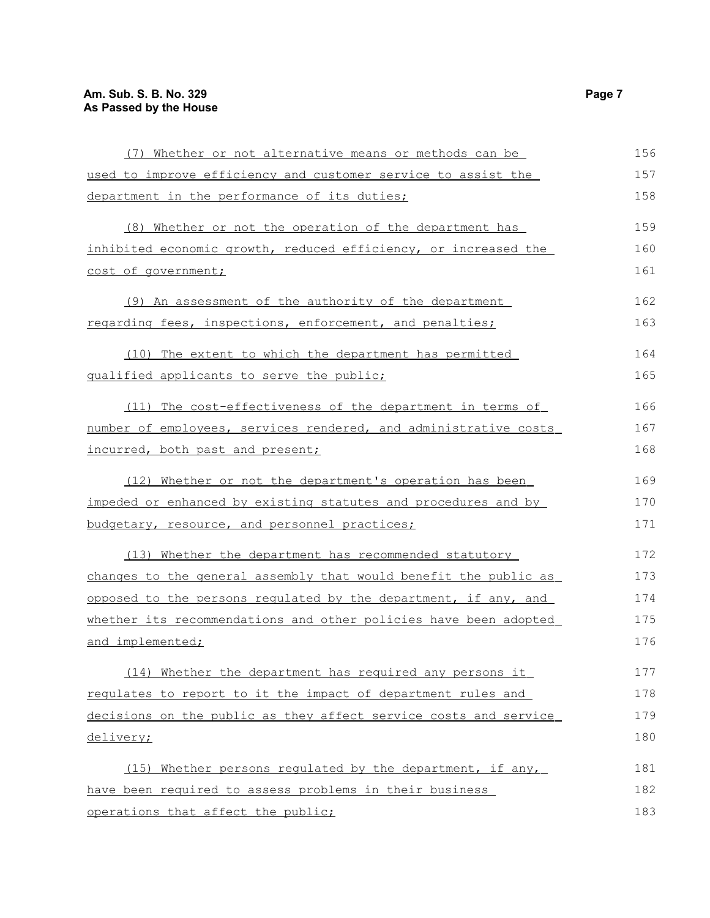(7) Whether or not alternative means or methods can be used to improve efficiency and customer service to assist the department in the performance of its duties;

(8) Whether or not the operation of the department has inhibited economic growth, reduced efficiency, or increased the cost of government;

(9) An assessment of the authority of the department regarding fees, inspections, enforcement, and penalties;

(10) The extent to which the department has permitted qualified applicants to serve the public;

(11) The cost-effectiveness of the department in terms of number of employees, services rendered, and administrative costs incurred, both past and present;

(12) Whether or not the department's operation has been impeded or enhanced by existing statutes and procedures and by budgetary, resource, and personnel practices;

(13) Whether the department has recommended statutory changes to the general assembly that would benefit the public as opposed to the persons regulated by the department, if any, and whether its recommendations and other policies have been adopted and implemented;

(14) Whether the department has required any persons it regulates to report to it the impact of department rules and decisions on the public as they affect service costs and service delivery;

(15) Whether persons regulated by the department, if any, have been required to assess problems in their business operations that affect the public;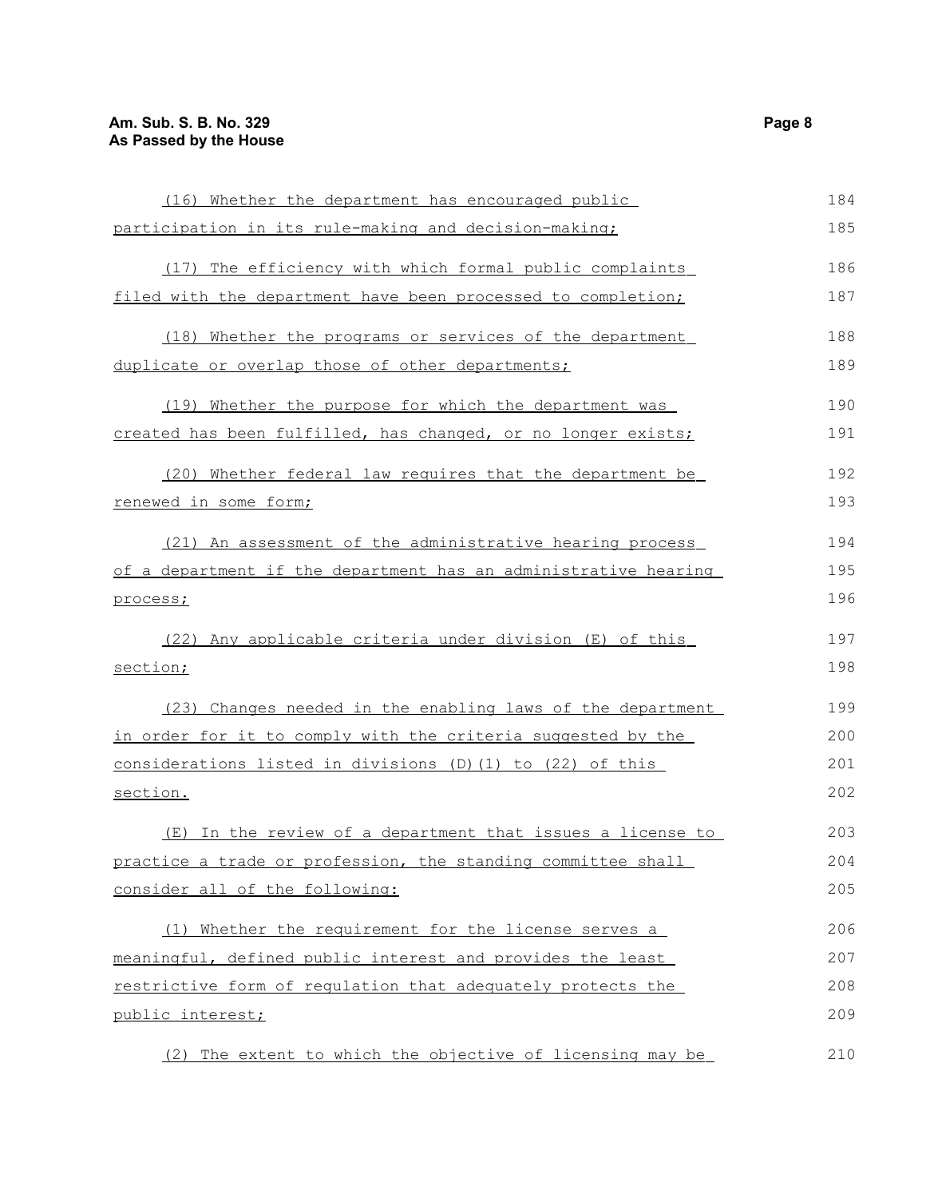(16) Whether the department has encouraged public participation in its rule-making and decision-making;

(17) The efficiency with which formal public complaints filed with the department have been processed to completion;

(18) Whether the programs or services of the department duplicate or overlap those of other departments;

(19) Whether the purpose for which the department was created has been fulfilled, has changed, or no longer exists;

(20) Whether federal law requires that the department be renewed in some form;

(21) An assessment of the administrative hearing process of a department if the department has an administrative hearing process;

(22) Any applicable criteria under division (E) of this section;

(23) Changes needed in the enabling laws of the department in order for it to comply with the criteria suggested by the considerations listed in divisions (D)(1) to (22) of this section.

(E) In the review of a department that issues a license to practice a trade or profession, the standing committee shall consider all of the following:

(1) Whether the requirement for the license serves a meaningful, defined public interest and provides the least restrictive form of regulation that adequately protects the public interest;

(2) The extent to which the objective of licensing may be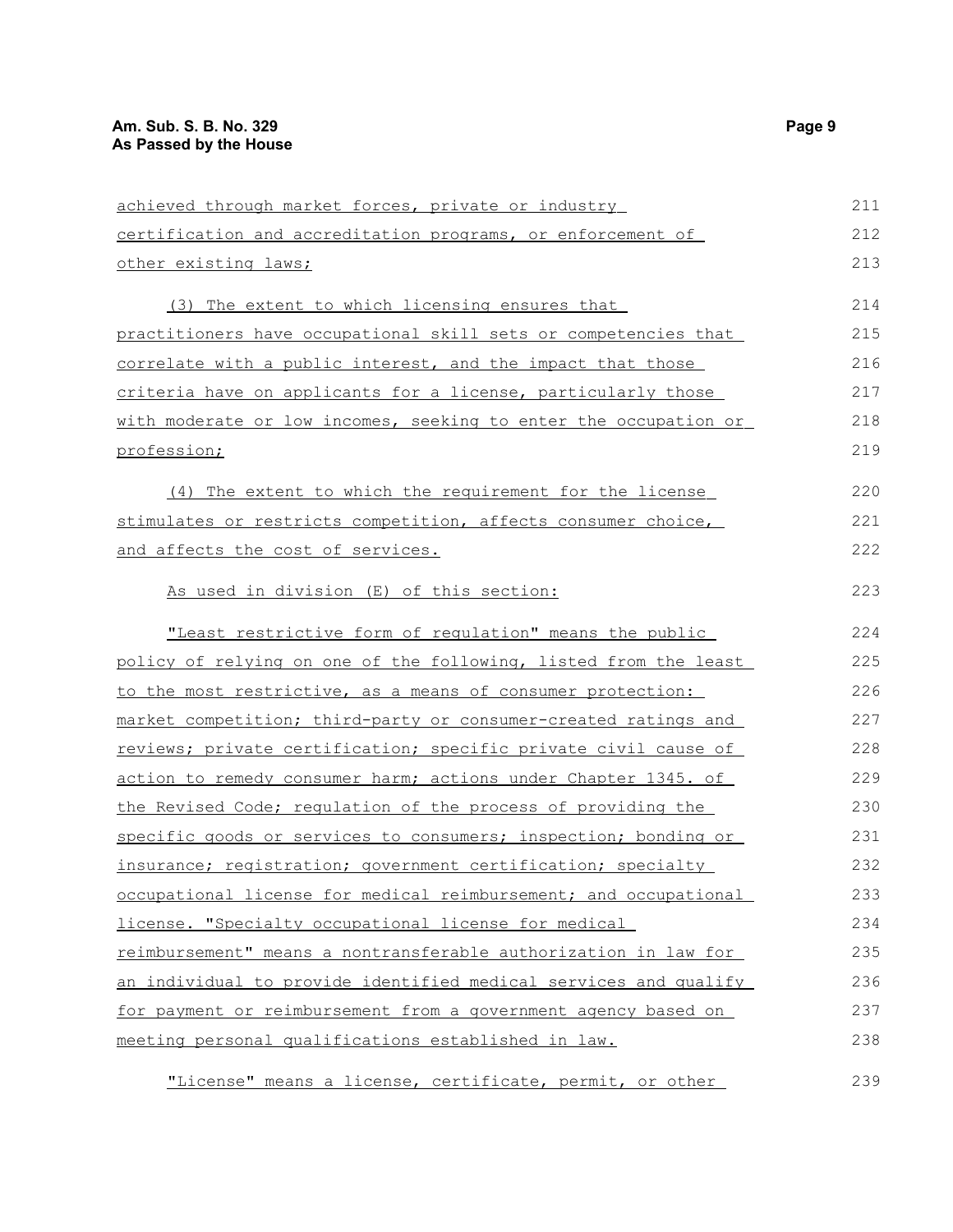achieved through market forces, private or industry certification and accreditation programs, or enforcement of other existing laws;

(3) The extent to which licensing ensures that practitioners have occupational skill sets or competencies that correlate with a public interest, and the impact that those criteria have on applicants for a license, particularly those with moderate or low incomes, seeking to enter the occupation or profession;

(4) The extent to which the requirement for the license stimulates or restricts competition, affects consumer choice, and affects the cost of services.

As used in division (E) of this section:

"Least restrictive form of regulation" means the public policy of relying on one of the following, listed from the least to the most restrictive, as a means of consumer protection: market competition; third-party or consumer-created ratings and reviews; private certification; specific private civil cause of action to remedy consumer harm; actions under Chapter 1345. of the Revised Code; regulation of the process of providing the specific goods or services to consumers; inspection; bonding or insurance; registration; government certification; specialty occupational license for medical reimbursement; and occupational license. "Specialty occupational license for medical reimbursement" means a nontransferable authorization in law for an individual to provide identified medical services and qualify for payment or reimbursement from a government agency based on meeting personal qualifications established in law.

"License" means a license, certificate, permit, or other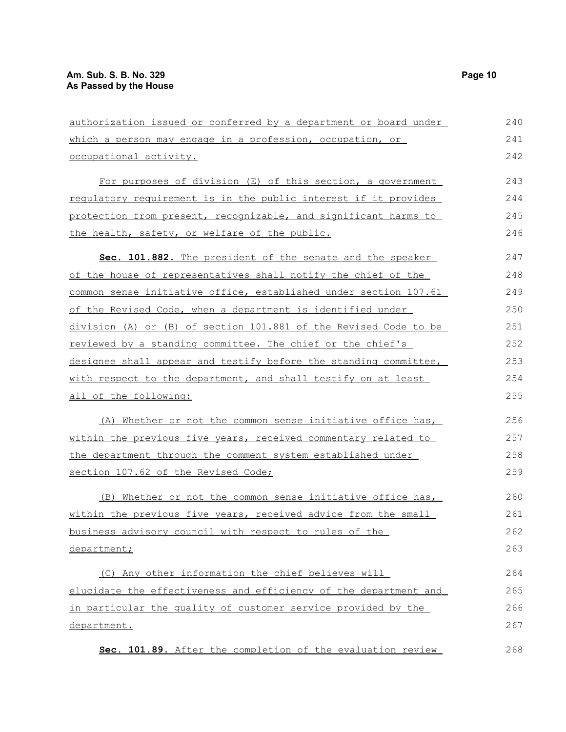authorization issued or conferred by a department or board under which a person may engage in a profession, occupation, or occupational activity.

For purposes of division (E) of this section, a government regulatory requirement is in the public interest if it provides protection from present, recognizable, and significant harms to the health, safety, or welfare of the public.

**Sec. 101.882.** The president of the senate and the speaker of the house of representatives shall notify the chief of the common sense initiative office, established under section 107.61 of the Revised Code, when a department is identified under division (A) or (B) of section 101.881 of the Revised Code to be reviewed by a standing committee. The chief or the chief's designee shall appear and testify before the standing committee, with respect to the department, and shall testify on at least all of the following:

(A) Whether or not the common sense initiative office has, within the previous five years, received commentary related to the department through the comment system established under section 107.62 of the Revised Code;

(B) Whether or not the common sense initiative office has, within the previous five years, received advice from the small business advisory council with respect to rules of the department;

(C) Any other information the chief believes will elucidate the effectiveness and efficiency of the department and in particular the quality of customer service provided by the department.

**Sec. 101.89.** After the completion of the evaluation review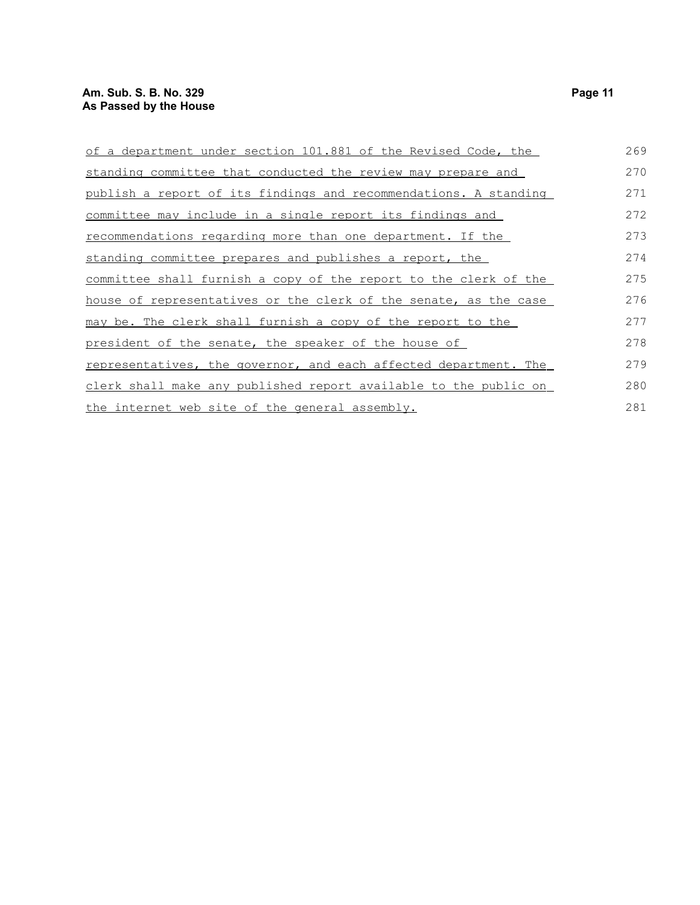of a department under section 101.881 of the Revised Code, the standing committee that conducted the review may prepare and publish a report of its findings and recommendations. A standing committee may include in a single report its findings and recommendations regarding more than one department. If the standing committee prepares and publishes a report, the committee shall furnish a copy of the report to the clerk of the house of representatives or the clerk of the senate, as the case may be. The clerk shall furnish a copy of the report to the president of the senate, the speaker of the house of representatives, the governor, and each affected department. The clerk shall make any published report available to the public on the internet web site of the general assembly.